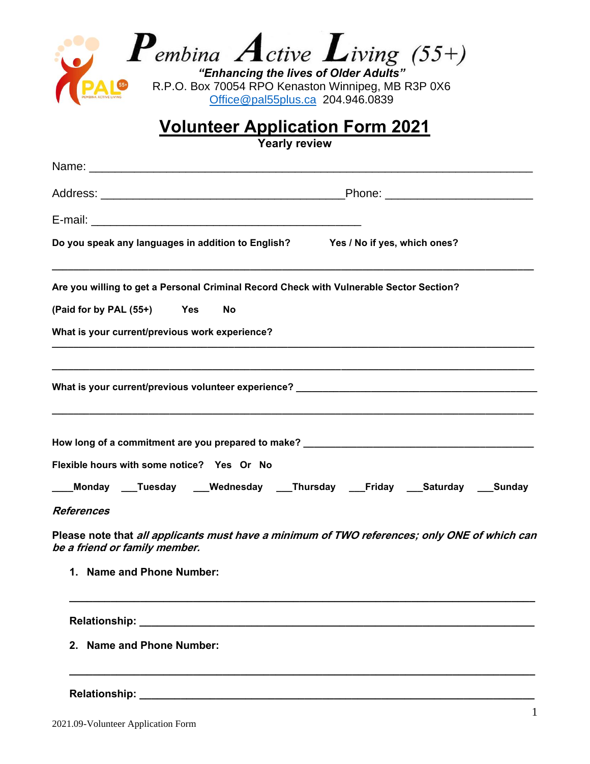# Pembina Active Living (55+)

***"Enhancing the lives of Older Adults"***

R.P.O. Box 70054 RPO Kenaston Winnipeg, MB R3P 0X6

Office@pal55plus.ca 204.946.0839

## Volunteer Application Form 2021

**Yearly review**

Name: ______________________________________________________________________

Address: _______________________________________ Phone: ______________________

E-mail: ___________________________________________

**Do you speak any languages in addition to English? Yes / No if yes, which ones?**

_____________________________________________________________________________

**Are you willing to get a Personal Criminal Record Check with Vulnerable Sector Section?**

**(Paid for by PAL (55+) Yes No**

**What is your current/previous work experience?**

_____________________________________________________________________________

_____________________________________________________________________________

**What is your current/previous volunteer experience?** ____________________________________

_____________________________________________________________________________

**How long of a commitment are you prepared to make?** __________________________________

**Flexible hours with some notice? Yes Or No**

**\_\_\_\_Monday \_\_\_Tuesday \_\_\_Wednesday \_\_\_Thursday \_\_\_Friday \_\_\_Saturday \_\_\_Sunday**

***References***

**Please note that *all applicants must have a minimum of TWO references; only ONE of which can be a friend or family member.***

1. **Name and Phone Number:**

   _________________________________________________________________________

   **Relationship:** ___________________________________________________________

2. **Name and Phone Number:**

   _________________________________________________________________________

   **Relationship:** ___________________________________________________________

2021.09-Volunteer Application Form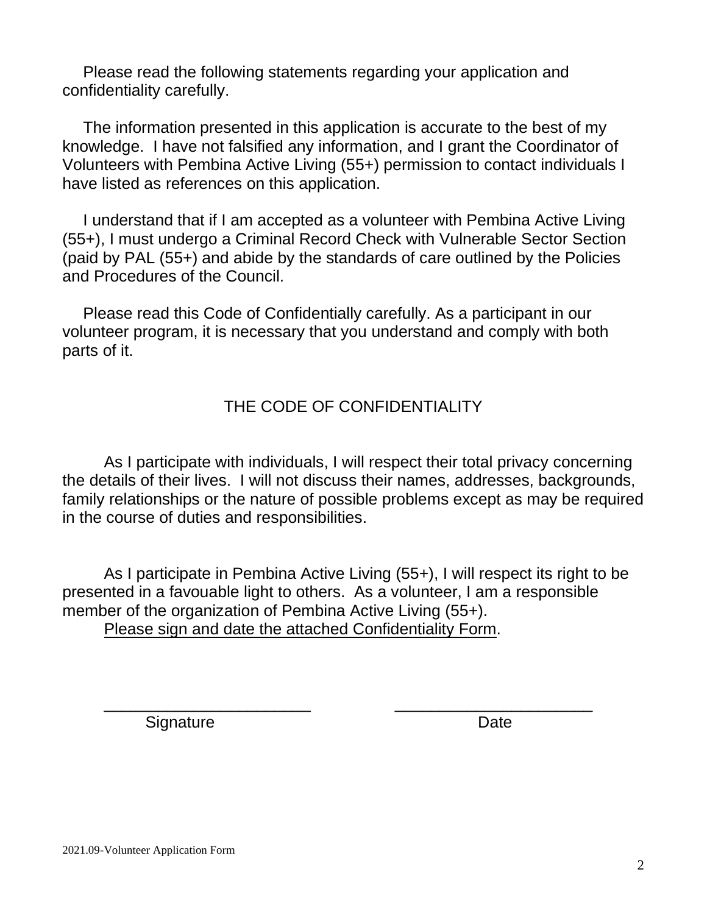Please read the following statements regarding your application and confidentiality carefully.

The information presented in this application is accurate to the best of my knowledge. I have not falsified any information, and I grant the Coordinator of Volunteers with Pembina Active Living (55+) permission to contact individuals I have listed as references on this application.

I understand that if I am accepted as a volunteer with Pembina Active Living (55+), I must undergo a Criminal Record Check with Vulnerable Sector Section (paid by PAL (55+) and abide by the standards of care outlined by the Policies and Procedures of the Council.

Please read this Code of Confidentially carefully. As a participant in our volunteer program, it is necessary that you understand and comply with both parts of it.

## THE CODE OF CONFIDENTIALITY

As I participate with individuals, I will respect their total privacy concerning the details of their lives. I will not discuss their names, addresses, backgrounds, family relationships or the nature of possible problems except as may be required in the course of duties and responsibilities.

As I participate in Pembina Active Living (55+), I will respect its right to be presented in a favouable light to others. As a volunteer, I am a responsible member of the organization of Pembina Active Living (55+).

<u>Please sign and date the attached Confidentiality Form</u>.

_______________________ _______________________

Signature Date

2021.09-Volunteer Application Form